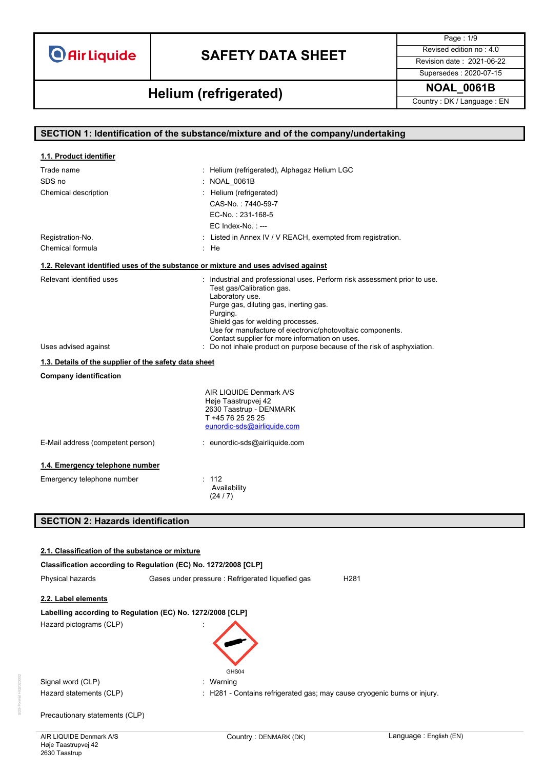# SAFETY DATA SHEET

## Helium (refrigerated)

| | |
|---|---|
| Page : 1/9 | |
| Revised edition no : 4.0 | |
| Revision date : 2021-06-22 | |
| Supersedes : 2020-07-15 | |
| NOAL_0061B | |
| Country : DK / Language : EN | |

## SECTION 1: Identification of the substance/mixture and of the company/undertaking

### 1.1. Product identifier

| | |
|---|---|
| Trade name | : Helium (refrigerated), Alphagaz Helium LGC |
| SDS no | : NOAL_0061B |
| Chemical description | : Helium (refrigerated)<br>CAS-No. : 7440-59-7<br>EC-No. : 231-168-5<br>EC Index-No. : --- |
| Registration-No. | : Listed in Annex IV / V REACH, exempted from registration. |
| Chemical formula | : He |

### 1.2. Relevant identified uses of the substance or mixture and uses advised against

| | |
|---|---|
| Relevant identified uses | : Industrial and professional uses. Perform risk assessment prior to use.<br>Test gas/Calibration gas.<br>Laboratory use.<br>Purge gas, diluting gas, inerting gas.<br>Purging.<br>Shield gas for welding processes.<br>Use for manufacture of electronic/photovoltaic components.<br>Contact supplier for more information on uses. |
| Uses advised against | : Do not inhale product on purpose because of the risk of asphyxiation. |

### 1.3. Details of the supplier of the safety data sheet

**Company identification**

AIR LIQUIDE Denmark A/S
Høje Taastrupvej 42
2630 Taastrup - DENMARK
T +45 76 25 25 25
eunordic-sds@airliquide.com

| | |
|---|---|
| E-Mail address (competent person) | : eunordic-sds@airliquide.com |

### 1.4. Emergency telephone number

| | |
|---|---|
| Emergency telephone number | : 112<br>Availability<br>(24 / 7) |

## SECTION 2: Hazards identification

### 2.1. Classification of the substance or mixture

**Classification according to Regulation (EC) No. 1272/2008 [CLP]**

| | | |
|---|---|---|
| Physical hazards | Gases under pressure : Refrigerated liquefied gas | H281 |

### 2.2. Label elements

**Labelling according to Regulation (EC) No. 1272/2008 [CLP]**

| | |
|---|---|
| Hazard pictograms (CLP) | : GHS04 |
| Signal word (CLP) | : Warning |
| Hazard statements (CLP) | : H281 - Contains refrigerated gas; may cause cryogenic burns or injury. |

Precautionary statements (CLP)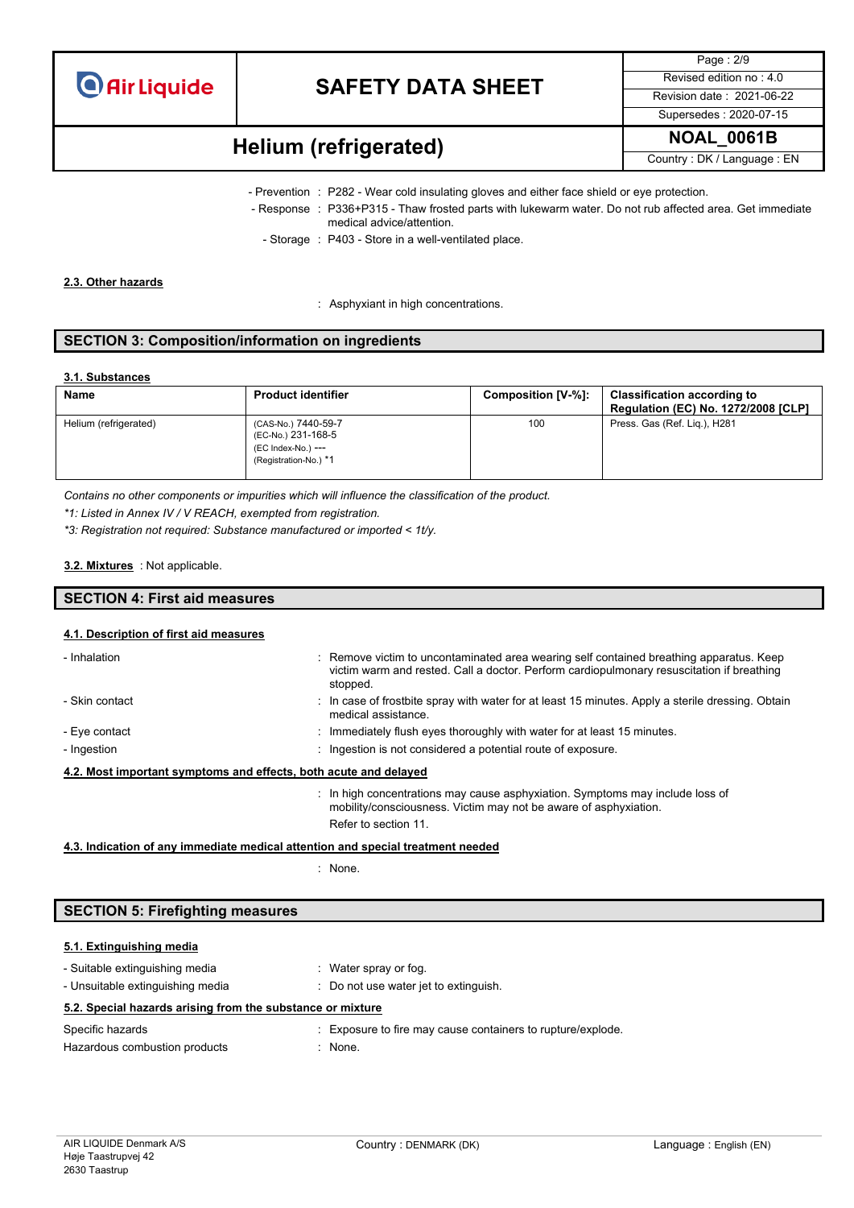- Prevention : P282 - Wear cold insulating gloves and either face shield or eye protection.
- Response : P336+P315 - Thaw frosted parts with lukewarm water. Do not rub affected area. Get immediate medical advice/attention.
- Storage : P403 - Store in a well-ventilated place.

### 2.3. Other hazards

: Asphyxiant in high concentrations.

## SECTION 3: Composition/information on ingredients

### 3.1. Substances

| Name | Product identifier | Composition [V-%]: | Classification according to Regulation (EC) No. 1272/2008 [CLP] |
|---|---|---|---|
| Helium (refrigerated) | (CAS-No.) 7440-59-7<br>(EC-No.) 231-168-5<br>(EC Index-No.) ---<br>(Registration-No.) *1 | 100 | Press. Gas (Ref. Liq.), H281 |

*Contains no other components or impurities which will influence the classification of the product.*

*\*1: Listed in Annex IV / V REACH, exempted from registration.*

*\*3: Registration not required: Substance manufactured or imported < 1t/y.*

**3.2. Mixtures** : Not applicable.

## SECTION 4: First aid measures

### 4.1. Description of first aid measures

- Inhalation : Remove victim to uncontaminated area wearing self contained breathing apparatus. Keep victim warm and rested. Call a doctor. Perform cardiopulmonary resuscitation if breathing stopped.
- Skin contact : In case of frostbite spray with water for at least 15 minutes. Apply a sterile dressing. Obtain medical assistance.
- Eye contact : Immediately flush eyes thoroughly with water for at least 15 minutes.
- Ingestion : Ingestion is not considered a potential route of exposure.

### 4.2. Most important symptoms and effects, both acute and delayed

: In high concentrations may cause asphyxiation. Symptoms may include loss of mobility/consciousness. Victim may not be aware of asphyxiation.
Refer to section 11.

### 4.3. Indication of any immediate medical attention and special treatment needed

: None.

## SECTION 5: Firefighting measures

### 5.1. Extinguishing media

- Suitable extinguishing media : Water spray or fog.
- Unsuitable extinguishing media : Do not use water jet to extinguish.

### 5.2. Special hazards arising from the substance or mixture

Specific hazards : Exposure to fire may cause containers to rupture/explode.

Hazardous combustion products : None.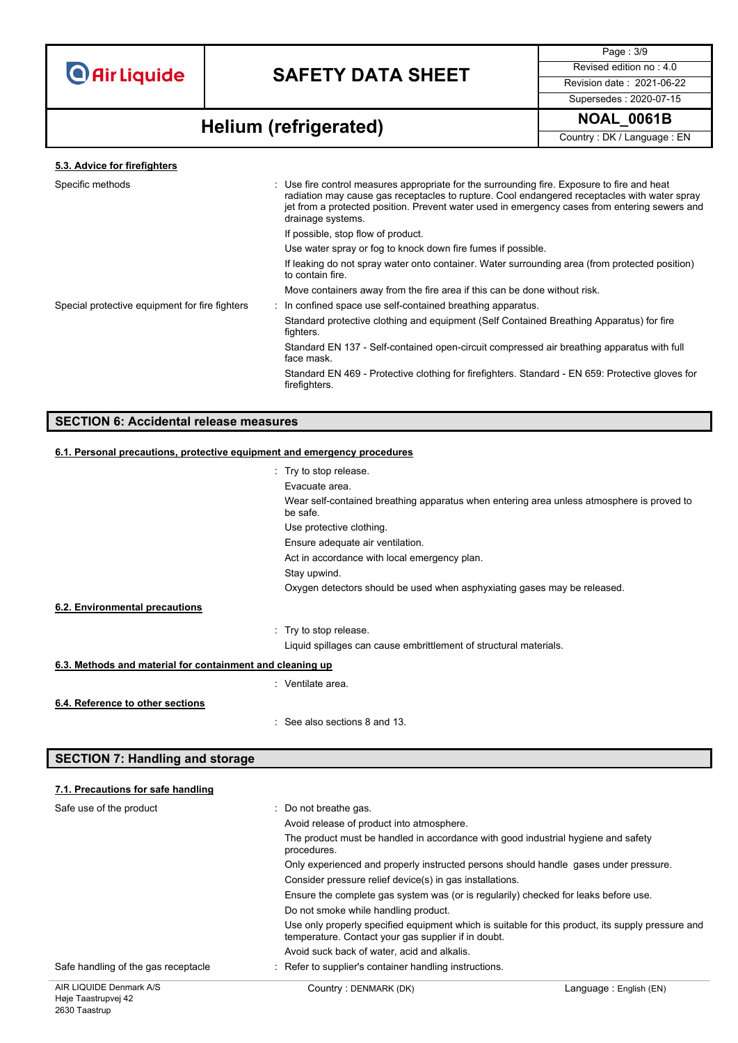#### 5.3. Advice for firefighters

| | |
|---|---|
| Specific methods | : Use fire control measures appropriate for the surrounding fire. Exposure to fire and heat radiation may cause gas receptacles to rupture. Cool endangered receptacles with water spray jet from a protected position. Prevent water used in emergency cases from entering sewers and drainage systems. |
| | If possible, stop flow of product. |
| | Use water spray or fog to knock down fire fumes if possible. |
| | If leaking do not spray water onto container. Water surrounding area (from protected position) to contain fire. |
| | Move containers away from the fire area if this can be done without risk. |
| Special protective equipment for fire fighters | : In confined space use self-contained breathing apparatus. |
| | Standard protective clothing and equipment (Self Contained Breathing Apparatus) for fire fighters. |
| | Standard EN 137 - Self-contained open-circuit compressed air breathing apparatus with full face mask. |
| | Standard EN 469 - Protective clothing for firefighters. Standard - EN 659: Protective gloves for firefighters. |

## SECTION 6: Accidental release measures

#### 6.1. Personal precautions, protective equipment and emergency procedures

: Try to stop release.

Evacuate area.

Wear self-contained breathing apparatus when entering area unless atmosphere is proved to be safe.

Use protective clothing.

Ensure adequate air ventilation.

Act in accordance with local emergency plan.

Stay upwind.

Oxygen detectors should be used when asphyxiating gases may be released.

#### 6.2. Environmental precautions

: Try to stop release.

Liquid spillages can cause embrittlement of structural materials.

#### 6.3. Methods and material for containment and cleaning up

: Ventilate area.

#### 6.4. Reference to other sections

: See also sections 8 and 13.

## SECTION 7: Handling and storage

#### 7.1. Precautions for safe handling

| | |
|---|---|
| Safe use of the product | : Do not breathe gas. |
| | Avoid release of product into atmosphere. |
| | The product must be handled in accordance with good industrial hygiene and safety procedures. |
| | Only experienced and properly instructed persons should handle gases under pressure. |
| | Consider pressure relief device(s) in gas installations. |
| | Ensure the complete gas system was (or is regularily) checked for leaks before use. |
| | Do not smoke while handling product. |
| | Use only properly specified equipment which is suitable for this product, its supply pressure and temperature. Contact your gas supplier if in doubt. |
| | Avoid suck back of water, acid and alkalis. |
| Safe handling of the gas receptacle | : Refer to supplier's container handling instructions. |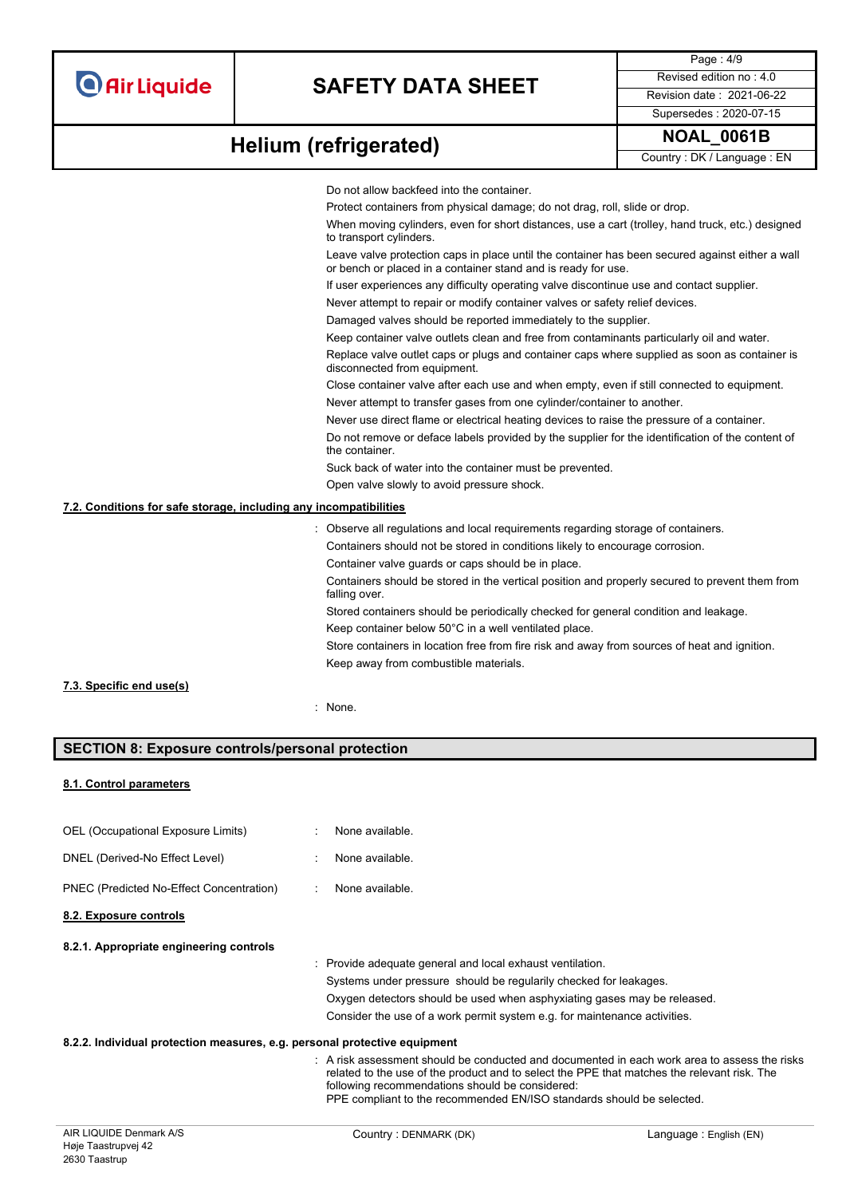Do not allow backfeed into the container.

Protect containers from physical damage; do not drag, roll, slide or drop.

When moving cylinders, even for short distances, use a cart (trolley, hand truck, etc.) designed to transport cylinders.

Leave valve protection caps in place until the container has been secured against either a wall or bench or placed in a container stand and is ready for use.

If user experiences any difficulty operating valve discontinue use and contact supplier.

Never attempt to repair or modify container valves or safety relief devices.

Damaged valves should be reported immediately to the supplier.

Keep container valve outlets clean and free from contaminants particularly oil and water.

Replace valve outlet caps or plugs and container caps where supplied as soon as container is disconnected from equipment.

Close container valve after each use and when empty, even if still connected to equipment.

Never attempt to transfer gases from one cylinder/container to another.

Never use direct flame or electrical heating devices to raise the pressure of a container.

Do not remove or deface labels provided by the supplier for the identification of the content of the container.

Suck back of water into the container must be prevented.

Open valve slowly to avoid pressure shock.

**7.2. Conditions for safe storage, including any incompatibilities**

: Observe all regulations and local requirements regarding storage of containers.

Containers should not be stored in conditions likely to encourage corrosion.

Container valve guards or caps should be in place.

Containers should be stored in the vertical position and properly secured to prevent them from falling over.

Stored containers should be periodically checked for general condition and leakage.

Keep container below 50°C in a well ventilated place.

Store containers in location free from fire risk and away from sources of heat and ignition.

Keep away from combustible materials.

**7.3. Specific end use(s)**

: None.

## SECTION 8: Exposure controls/personal protection

**8.1. Control parameters**

| | | |
|---|---|---|
| OEL (Occupational Exposure Limits) | : | None available. |
| DNEL (Derived-No Effect Level) | : | None available. |
| PNEC (Predicted No-Effect Concentration) | : | None available. |

**8.2. Exposure controls**

**8.2.1. Appropriate engineering controls**

: Provide adequate general and local exhaust ventilation.

Systems under pressure should be regularily checked for leakages.

Oxygen detectors should be used when asphyxiating gases may be released.

Consider the use of a work permit system e.g. for maintenance activities.

**8.2.2. Individual protection measures, e.g. personal protective equipment**

: A risk assessment should be conducted and documented in each work area to assess the risks related to the use of the product and to select the PPE that matches the relevant risk. The following recommendations should be considered:
PPE compliant to the recommended EN/ISO standards should be selected.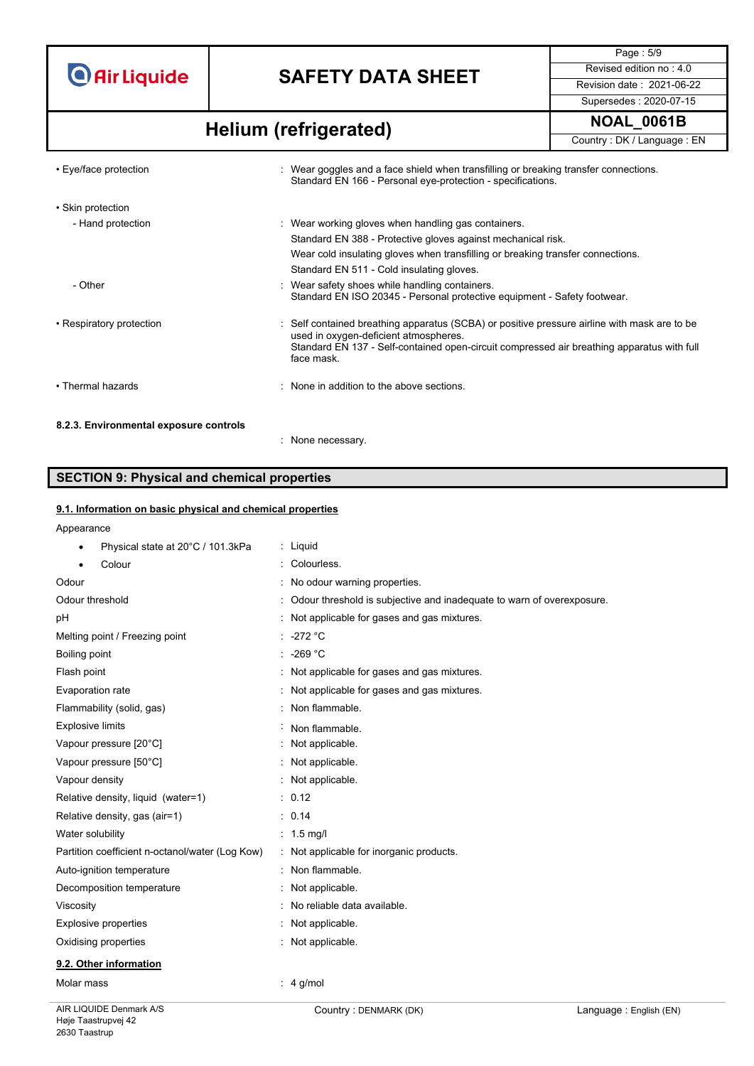| | |
|---|---|
| • Eye/face protection | : Wear goggles and a face shield when transfilling or breaking transfer connections. Standard EN 166 - Personal eye-protection - specifications. |
| • Skin protection | |
| - Hand protection | : Wear working gloves when handling gas containers. |
| | Standard EN 388 - Protective gloves against mechanical risk. |
| | Wear cold insulating gloves when transfilling or breaking transfer connections. |
| | Standard EN 511 - Cold insulating gloves. |
| - Other | : Wear safety shoes while handling containers. Standard EN ISO 20345 - Personal protective equipment - Safety footwear. |
| • Respiratory protection | : Self contained breathing apparatus (SCBA) or positive pressure airline with mask are to be used in oxygen-deficient atmospheres. Standard EN 137 - Self-contained open-circuit compressed air breathing apparatus with full face mask. |
| • Thermal hazards | : None in addition to the above sections. |

**8.2.3. Environmental exposure controls**

: None necessary.

## SECTION 9: Physical and chemical properties

### 9.1. Information on basic physical and chemical properties

| | |
|---|---|
| Appearance | |
| • Physical state at 20°C / 101.3kPa | : Liquid |
| • Colour | : Colourless. |
| Odour | : No odour warning properties. |
| Odour threshold | : Odour threshold is subjective and inadequate to warn of overexposure. |
| pH | : Not applicable for gases and gas mixtures. |
| Melting point / Freezing point | : -272 °C |
| Boiling point | : -269 °C |
| Flash point | : Not applicable for gases and gas mixtures. |
| Evaporation rate | : Not applicable for gases and gas mixtures. |
| Flammability (solid, gas) | : Non flammable. |
| Explosive limits | : Non flammable. |
| Vapour pressure [20°C] | : Not applicable. |
| Vapour pressure [50°C] | : Not applicable. |
| Vapour density | : Not applicable. |
| Relative density, liquid (water=1) | : 0.12 |
| Relative density, gas (air=1) | : 0.14 |
| Water solubility | : 1.5 mg/l |
| Partition coefficient n-octanol/water (Log Kow) | : Not applicable for inorganic products. |
| Auto-ignition temperature | : Non flammable. |
| Decomposition temperature | : Not applicable. |
| Viscosity | : No reliable data available. |
| Explosive properties | : Not applicable. |
| Oxidising properties | : Not applicable. |

### 9.2. Other information

| | |
|---|---|
| Molar mass | : 4 g/mol |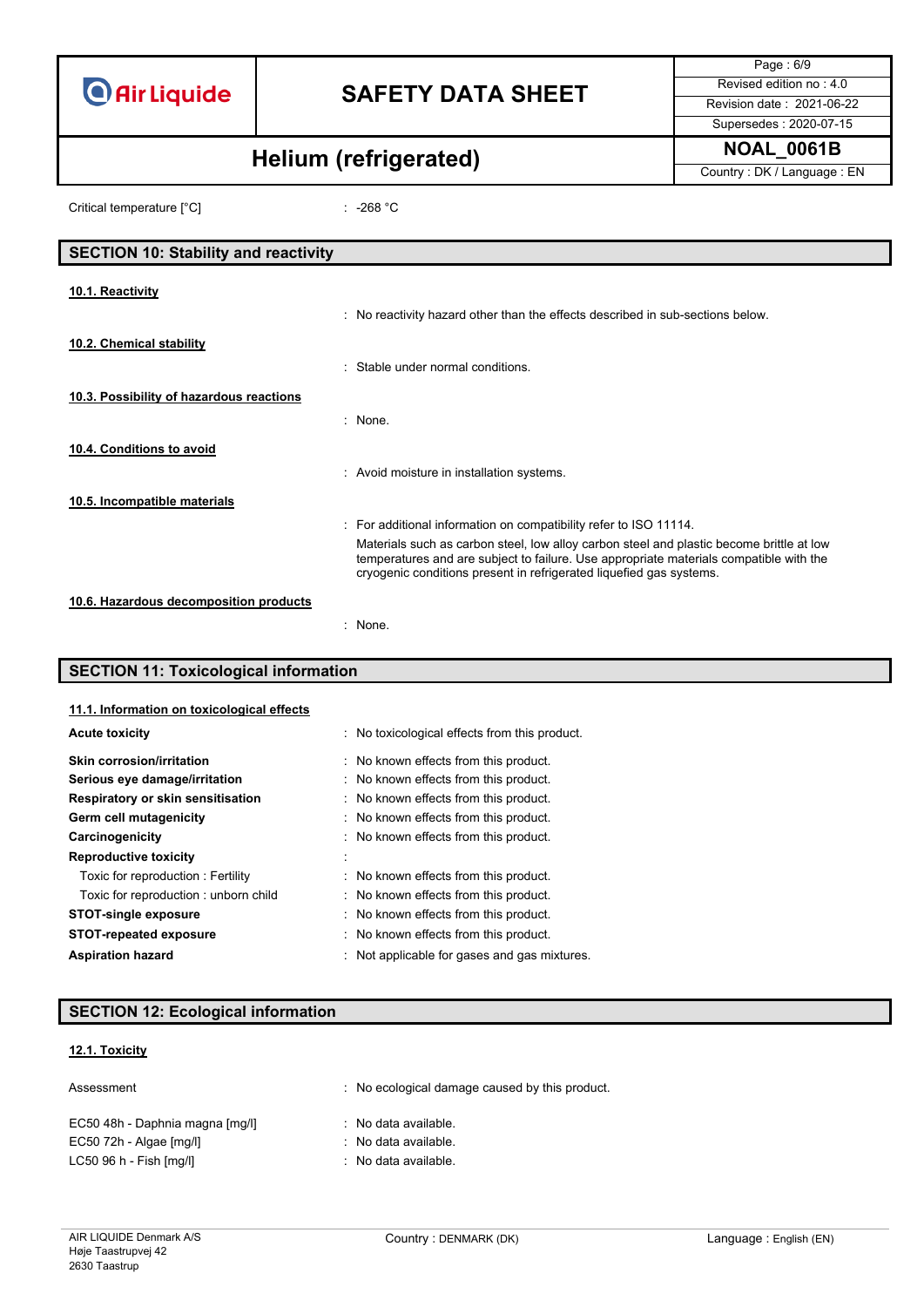Critical temperature [°C] : -268 °C

## SECTION 10: Stability and reactivity

### 10.1. Reactivity

: No reactivity hazard other than the effects described in sub-sections below.

### 10.2. Chemical stability

: Stable under normal conditions.

### 10.3. Possibility of hazardous reactions

: None.

### 10.4. Conditions to avoid

: Avoid moisture in installation systems.

### 10.5. Incompatible materials

: For additional information on compatibility refer to ISO 11114.

Materials such as carbon steel, low alloy carbon steel and plastic become brittle at low temperatures and are subject to failure. Use appropriate materials compatible with the cryogenic conditions present in refrigerated liquefied gas systems.

### 10.6. Hazardous decomposition products

: None.

## SECTION 11: Toxicological information

### 11.1. Information on toxicological effects

**Acute toxicity** : No toxicological effects from this product.

**Skin corrosion/irritation** : No known effects from this product.

**Serious eye damage/irritation** : No known effects from this product.

**Respiratory or skin sensitisation** : No known effects from this product.

**Germ cell mutagenicity** : No known effects from this product.

**Carcinogenicity** : No known effects from this product.

**Reproductive toxicity** :

Toxic for reproduction : Fertility : No known effects from this product.

Toxic for reproduction : unborn child : No known effects from this product.

**STOT-single exposure** : No known effects from this product.

**STOT-repeated exposure** : No known effects from this product.

**Aspiration hazard** : Not applicable for gases and gas mixtures.

## SECTION 12: Ecological information

### 12.1. Toxicity

Assessment : No ecological damage caused by this product.

EC50 48h - Daphnia magna [mg/l] : No data available.

EC50 72h - Algae [mg/l] : No data available.

LC50 96 h - Fish [mg/l] : No data available.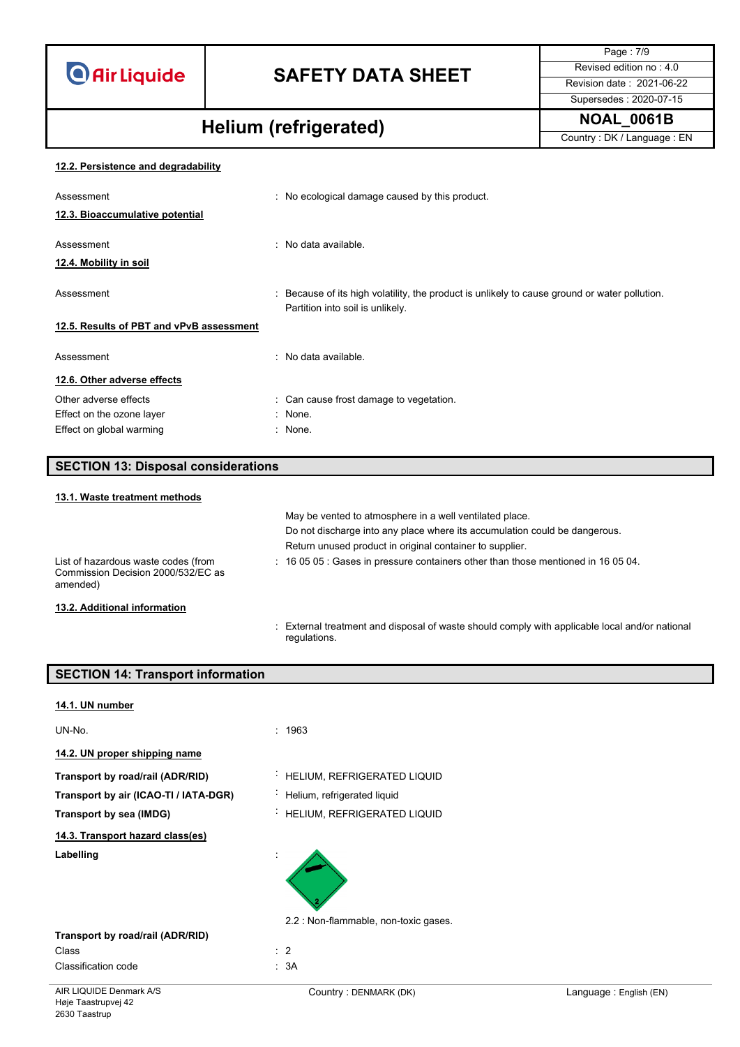#### 12.2. Persistence and degradability

Assessment : No ecological damage caused by this product.

#### 12.3. Bioaccumulative potential

Assessment : No data available.

#### 12.4. Mobility in soil

Assessment : Because of its high volatility, the product is unlikely to cause ground or water pollution. Partition into soil is unlikely.

#### 12.5. Results of PBT and vPvB assessment

Assessment : No data available.

#### 12.6. Other adverse effects

Other adverse effects : Can cause frost damage to vegetation.
Effect on the ozone layer : None.
Effect on global warming : None.

## SECTION 13: Disposal considerations

#### 13.1. Waste treatment methods

May be vented to atmosphere in a well ventilated place.
Do not discharge into any place where its accumulation could be dangerous.
Return unused product in original container to supplier.

List of hazardous waste codes (from Commission Decision 2000/532/EC as amended) : 16 05 05 : Gases in pressure containers other than those mentioned in 16 05 04.

#### 13.2. Additional information

: External treatment and disposal of waste should comply with applicable local and/or national regulations.

## SECTION 14: Transport information

#### 14.1. UN number

UN-No. : 1963

#### 14.2. UN proper shipping name

**Transport by road/rail (ADR/RID)** : HELIUM, REFRIGERATED LIQUID
**Transport by air (ICAO-TI / IATA-DGR)** : Helium, refrigerated liquid
**Transport by sea (IMDG)** : HELIUM, REFRIGERATED LIQUID

#### 14.3. Transport hazard class(es)

**Labelling** :

2.2 : Non-flammable, non-toxic gases.

**Transport by road/rail (ADR/RID)**

Class : 2
Classification code : 3A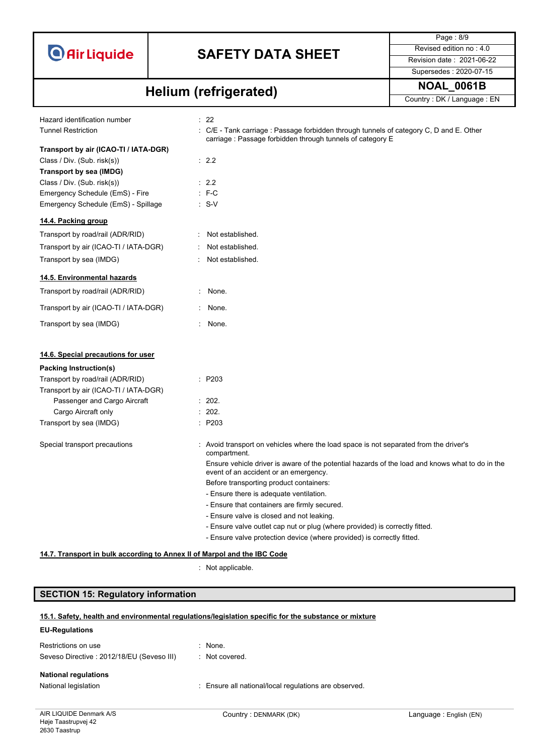Hazard identification number : 22

Tunnel Restriction : C/E - Tank carriage : Passage forbidden through tunnels of category C, D and E. Other carriage : Passage forbidden through tunnels of category E

**Transport by air (ICAO-TI / IATA-DGR)**

Class / Div. (Sub. risk(s)) : 2.2

**Transport by sea (IMDG)**

Class / Div. (Sub. risk(s)) : 2.2

Emergency Schedule (EmS) - Fire : F-C

Emergency Schedule (EmS) - Spillage : S-V

### 14.4. Packing group

Transport by road/rail (ADR/RID) : Not established.

Transport by air (ICAO-TI / IATA-DGR) : Not established.

Transport by sea (IMDG) : Not established.

### 14.5. Environmental hazards

Transport by road/rail (ADR/RID) : None.

Transport by air (ICAO-TI / IATA-DGR) : None.

Transport by sea (IMDG) : None.

### 14.6. Special precautions for user

**Packing Instruction(s)**

Transport by road/rail (ADR/RID) : P203

Transport by air (ICAO-TI / IATA-DGR)

- Passenger and Cargo Aircraft : 202.
- Cargo Aircraft only : 202.

Transport by sea (IMDG) : P203

Special transport precautions : Avoid transport on vehicles where the load space is not separated from the driver's compartment.

Ensure vehicle driver is aware of the potential hazards of the load and knows what to do in the event of an accident or an emergency.

Before transporting product containers:

- Ensure there is adequate ventilation.
- Ensure that containers are firmly secured.
- Ensure valve is closed and not leaking.
- Ensure valve outlet cap nut or plug (where provided) is correctly fitted.
- Ensure valve protection device (where provided) is correctly fitted.

### 14.7. Transport in bulk according to Annex II of Marpol and the IBC Code

: Not applicable.

## SECTION 15: Regulatory information

### 15.1. Safety, health and environmental regulations/legislation specific for the substance or mixture

**EU-Regulations**

Restrictions on use : None.

Seveso Directive : 2012/18/EU (Seveso III) : Not covered.

**National regulations**

National legislation : Ensure all national/local regulations are observed.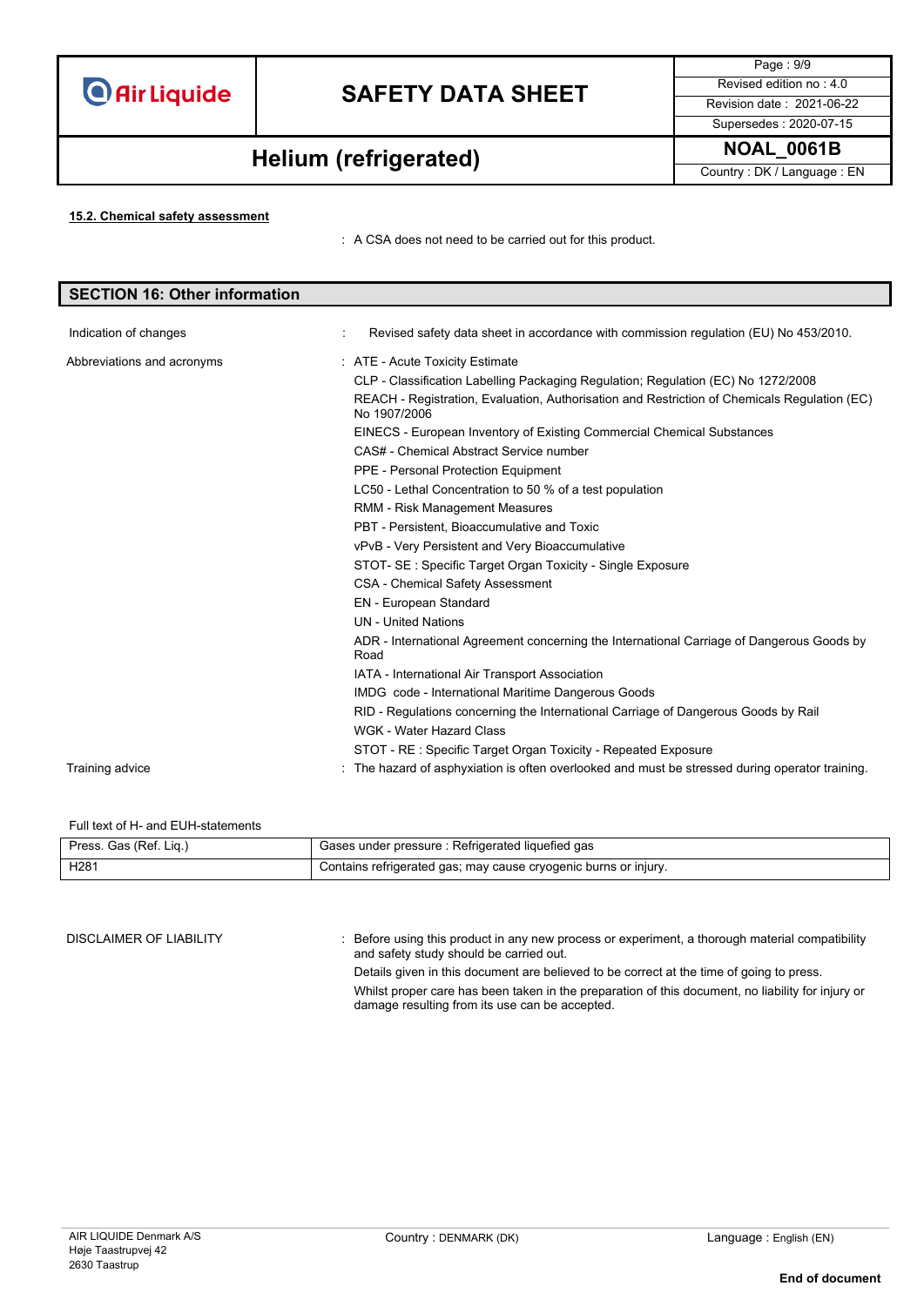#### 15.2. Chemical safety assessment

: A CSA does not need to be carried out for this product.

## SECTION 16: Other information

Indication of changes : Revised safety data sheet in accordance with commission regulation (EU) No 453/2010.

Abbreviations and acronyms :
ATE - Acute Toxicity Estimate
CLP - Classification Labelling Packaging Regulation; Regulation (EC) No 1272/2008
REACH - Registration, Evaluation, Authorisation and Restriction of Chemicals Regulation (EC) No 1907/2006
EINECS - European Inventory of Existing Commercial Chemical Substances
CAS# - Chemical Abstract Service number
PPE - Personal Protection Equipment
LC50 - Lethal Concentration to 50 % of a test population
RMM - Risk Management Measures
PBT - Persistent, Bioaccumulative and Toxic
vPvB - Very Persistent and Very Bioaccumulative
STOT- SE : Specific Target Organ Toxicity - Single Exposure
CSA - Chemical Safety Assessment
EN - European Standard
UN - United Nations
ADR - International Agreement concerning the International Carriage of Dangerous Goods by Road
IATA - International Air Transport Association
IMDG code - International Maritime Dangerous Goods
RID - Regulations concerning the International Carriage of Dangerous Goods by Rail
WGK - Water Hazard Class
STOT - RE : Specific Target Organ Toxicity - Repeated Exposure

Training advice : The hazard of asphyxiation is often overlooked and must be stressed during operator training.

Full text of H- and EUH-statements

| | |
|---|---|
| Press. Gas (Ref. Liq.) | Gases under pressure : Refrigerated liquefied gas |
| H281 | Contains refrigerated gas; may cause cryogenic burns or injury. |

DISCLAIMER OF LIABILITY : Before using this product in any new process or experiment, a thorough material compatibility and safety study should be carried out.
Details given in this document are believed to be correct at the time of going to press.
Whilst proper care has been taken in the preparation of this document, no liability for injury or damage resulting from its use can be accepted.

End of document